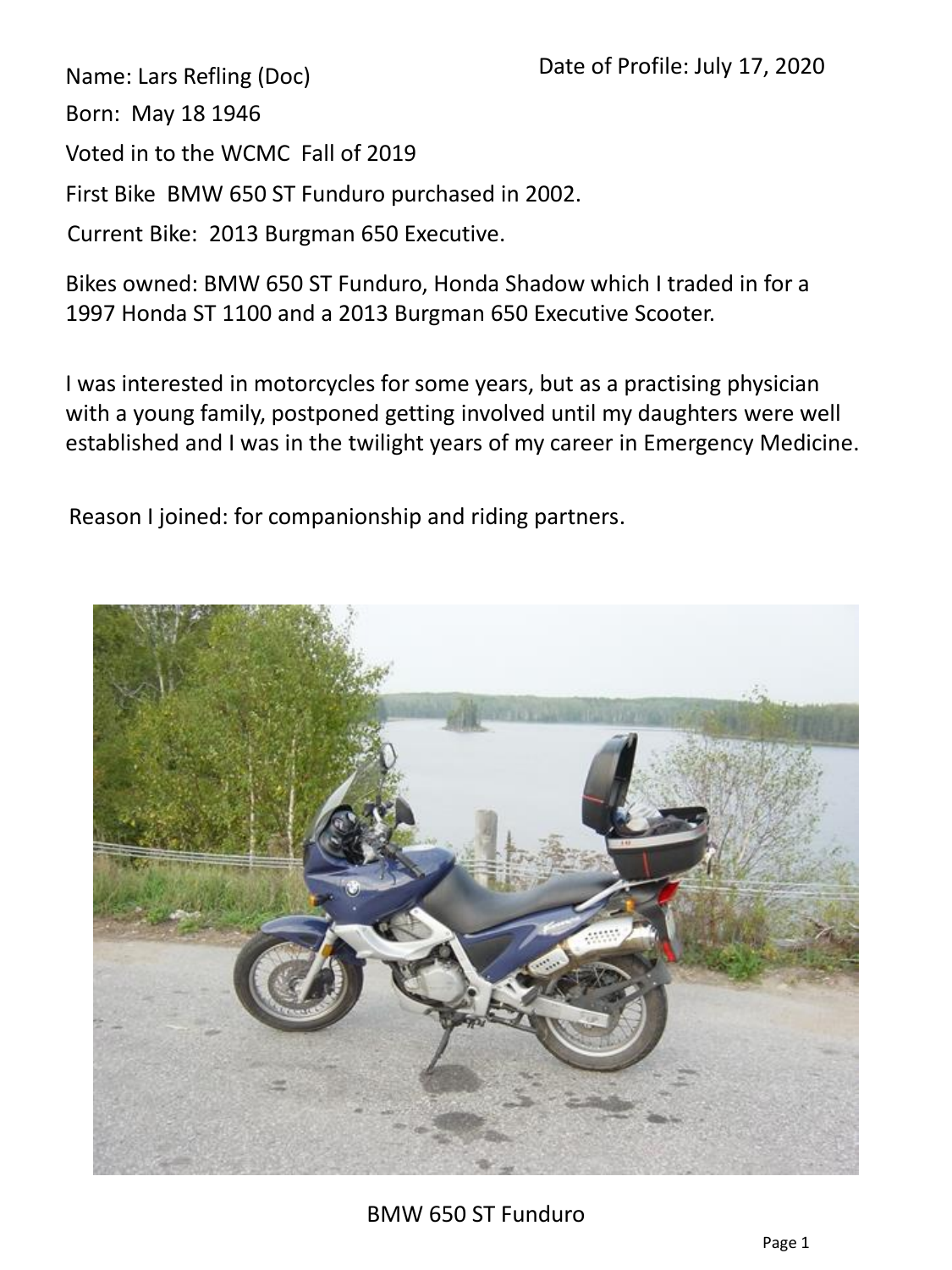Date of Profile: July 17, 2020

Name: Lars Refling (Doc)

Born: May 18 1946

Voted in to the WCMC Fall of 2019

First Bike BMW 650 ST Funduro purchased in 2002.

Current Bike: 2013 Burgman 650 Executive.

Bikes owned: BMW 650 ST Funduro, Honda Shadow which I traded in for a 1997 Honda ST 1100 and a 2013 Burgman 650 Executive Scooter.

I was interested in motorcycles for some years, but as a practising physician with a young family, postponed getting involved until my daughters were well established and I was in the twilight years of my career in Emergency Medicine.

Reason I joined: for companionship and riding partners.

BMW 650 ST Funduro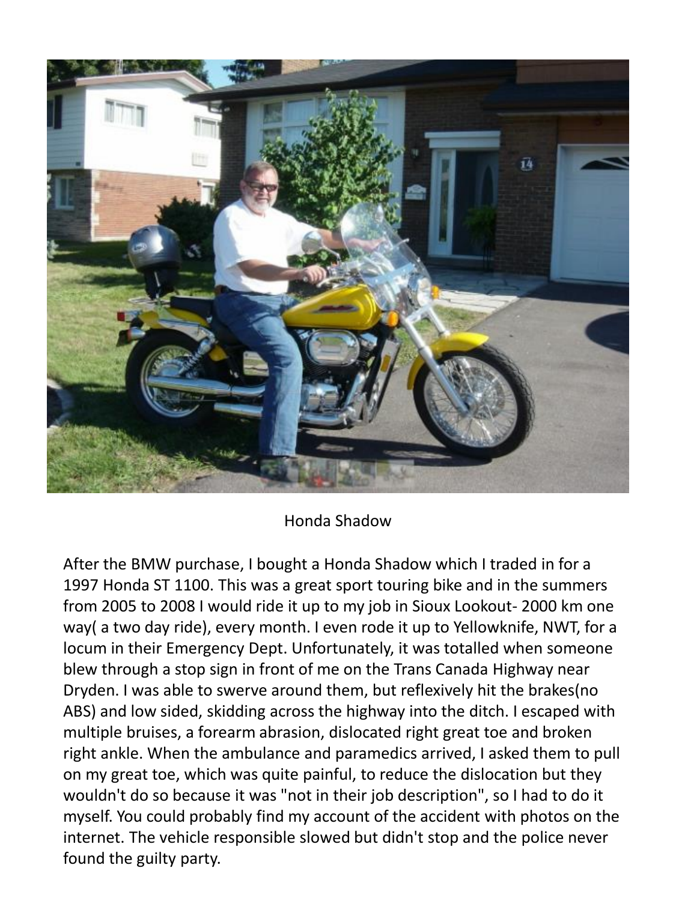Honda Shadow

After the BMW purchase, I bought a Honda Shadow which I traded in for a 1997 Honda ST 1100. This was a great sport touring bike and in the summers from 2005 to 2008 I would ride it up to my job in Sioux Lookout- 2000 km one way( a two day ride), every month. I even rode it up to Yellowknife, NWT, for a locum in their Emergency Dept. Unfortunately, it was totalled when someone blew through a stop sign in front of me on the Trans Canada Highway near Dryden. I was able to swerve around them, but reflexively hit the brakes(no ABS) and low sided, skidding across the highway into the ditch. I escaped with multiple bruises, a forearm abrasion, dislocated right great toe and broken right ankle. When the ambulance and paramedics arrived, I asked them to pull on my great toe, which was quite painful, to reduce the dislocation but they wouldn't do so because it was "not in their job description", so I had to do it myself. You could probably find my account of the accident with photos on the internet. The vehicle responsible slowed but didn't stop and the police never found the guilty party.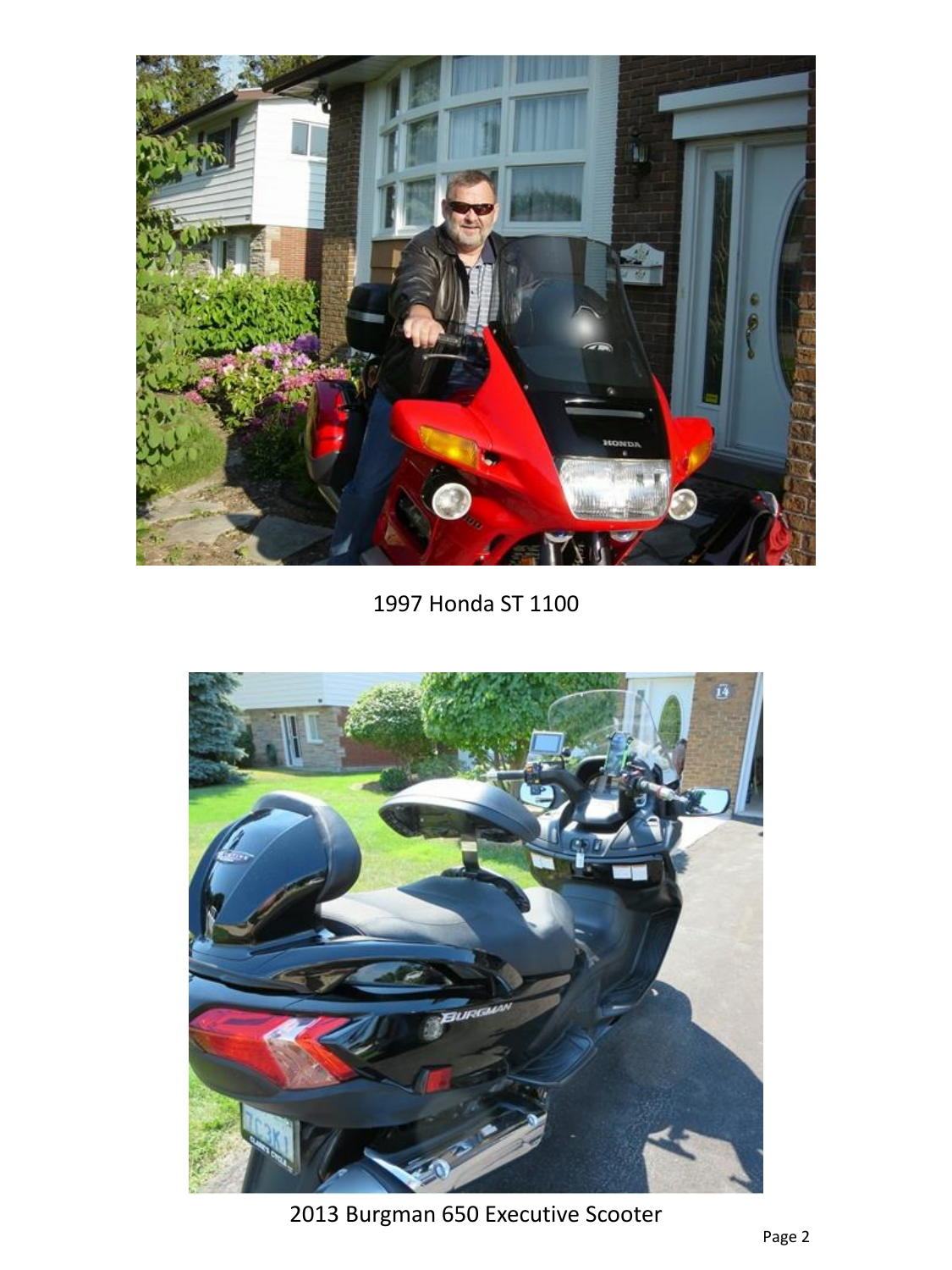1997 Honda ST 1100

2013 Burgman 650 Executive Scooter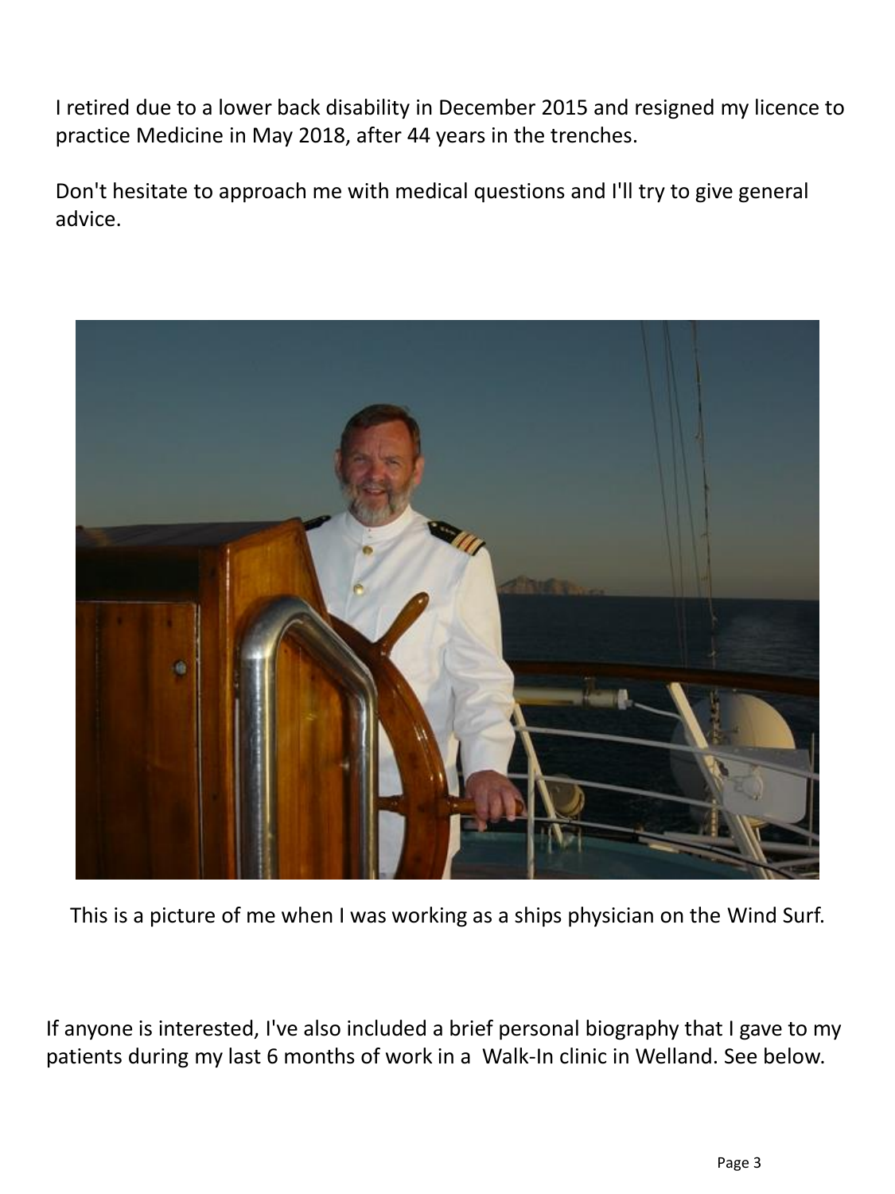I retired due to a lower back disability in December 2015 and resigned my licence to practice Medicine in May 2018, after 44 years in the trenches.

Don't hesitate to approach me with medical questions and I'll try to give general advice.

This is a picture of me when I was working as a ships physician on the Wind Surf.

If anyone is interested, I've also included a brief personal biography that I gave to my patients during my last 6 months of work in a Walk-In clinic in Welland. See below.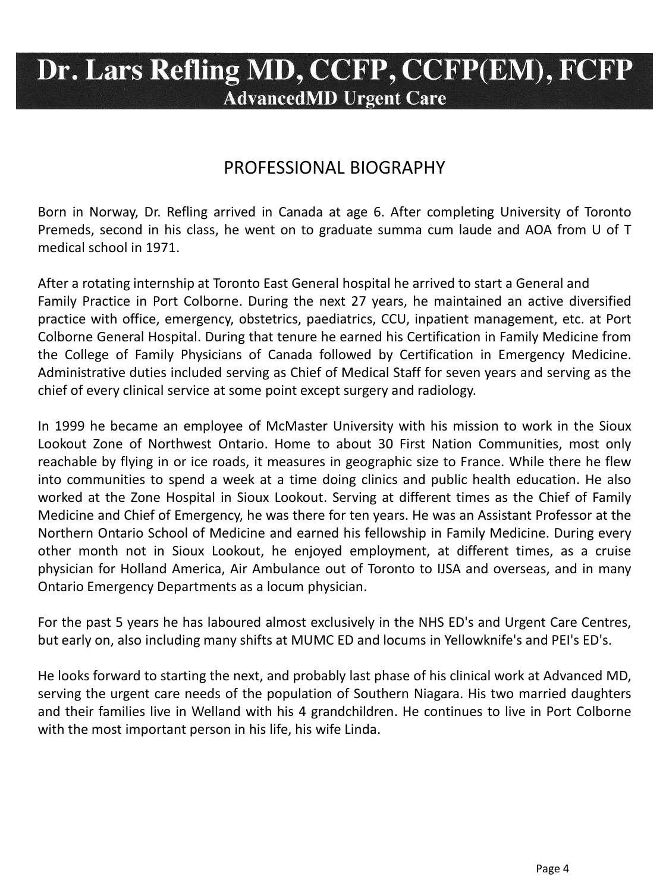# Dr. Lars Refling MD, CCFP, CCFP(EM), FCFP

**AdvancedMD Urgent Care**

## PROFESSIONAL BIOGRAPHY

Born in Norway, Dr. Refling arrived in Canada at age 6. After completing University of Toronto Premeds, second in his class, he went on to graduate summa cum laude and AOA from U of T medical school in 1971.

After a rotating internship at Toronto East General hospital he arrived to start a General and Family Practice in Port Colborne. During the next 27 years, he maintained an active diversified practice with office, emergency, obstetrics, paediatrics, CCU, inpatient management, etc. at Port Colborne General Hospital. During that tenure he earned his Certification in Family Medicine from the College of Family Physicians of Canada followed by Certification in Emergency Medicine. Administrative duties included serving as Chief of Medical Staff for seven years and serving as the chief of every clinical service at some point except surgery and radiology.

In 1999 he became an employee of McMaster University with his mission to work in the Sioux Lookout Zone of Northwest Ontario. Home to about 30 First Nation Communities, most only reachable by flying in or ice roads, it measures in geographic size to France. While there he flew into communities to spend a week at a time doing clinics and public health education. He also worked at the Zone Hospital in Sioux Lookout. Serving at different times as the Chief of Family Medicine and Chief of Emergency, he was there for ten years. He was an Assistant Professor at the Northern Ontario School of Medicine and earned his fellowship in Family Medicine. During every other month not in Sioux Lookout, he enjoyed employment, at different times, as a cruise physician for Holland America, Air Ambulance out of Toronto to IJSA and overseas, and in many Ontario Emergency Departments as a locum physician.

For the past 5 years he has laboured almost exclusively in the NHS ED's and Urgent Care Centres, but early on, also including many shifts at MUMC ED and locums in Yellowknife's and PEI's ED's.

He looks forward to starting the next, and probably last phase of his clinical work at Advanced MD, serving the urgent care needs of the population of Southern Niagara. His two married daughters and their families live in Welland with his 4 grandchildren. He continues to live in Port Colborne with the most important person in his life, his wife Linda.